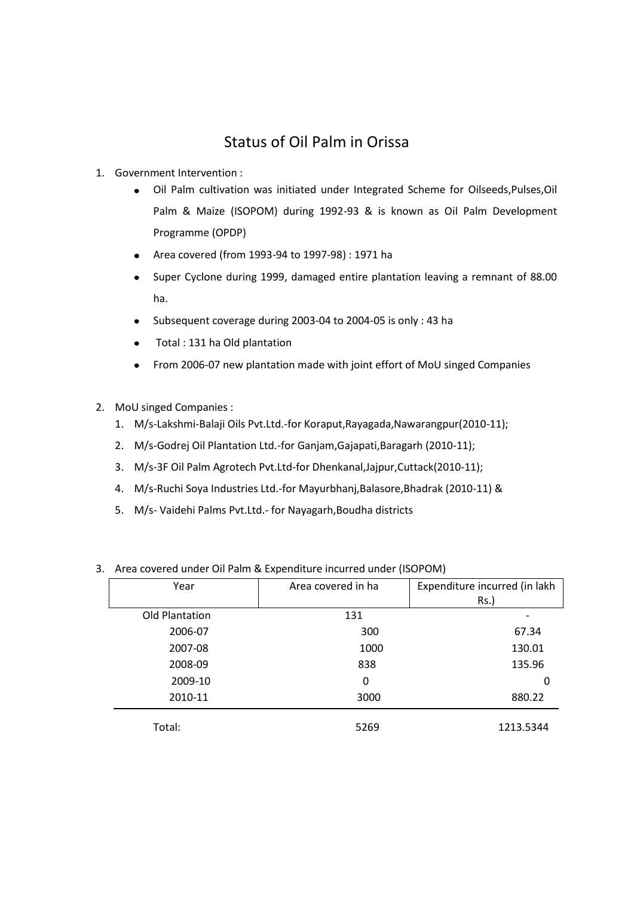# Status of Oil Palm in Orissa

1. Government Intervention :
   - Oil Palm cultivation was initiated under Integrated Scheme for Oilseeds,Pulses,Oil Palm & Maize (ISOPOM) during 1992-93 & is known as Oil Palm Development Programme (OPDP)
   - Area covered (from 1993-94 to 1997-98) : 1971 ha
   - Super Cyclone during 1999, damaged entire plantation leaving a remnant of 88.00 ha.
   - Subsequent coverage during 2003-04 to 2004-05 is only : 43 ha
   - Total : 131 ha Old plantation
   - From 2006-07 new plantation made with joint effort of MoU singed Companies

2. MoU singed Companies :
   1. M/s-Lakshmi-Balaji Oils Pvt.Ltd.-for Koraput,Rayagada,Nawarangpur(2010-11);
   2. M/s-Godrej Oil Plantation Ltd.-for Ganjam,Gajapati,Baragarh (2010-11);
   3. M/s-3F Oil Palm Agrotech Pvt.Ltd-for Dhenkanal,Jajpur,Cuttack(2010-11);
   4. M/s-Ruchi Soya Industries Ltd.-for Mayurbhanj,Balasore,Bhadrak (2010-11) &
   5. M/s- Vaidehi Palms Pvt.Ltd.- for Nayagarh,Boudha districts

3. Area covered under Oil Palm & Expenditure incurred under (ISOPOM)

| Year | Area covered in ha | Expenditure incurred (in lakh Rs.) |
|---|---|---|
| Old Plantation | 131 | - |
| 2006-07 | 300 | 67.34 |
| 2007-08 | 1000 | 130.01 |
| 2008-09 | 838 | 135.96 |
| 2009-10 | 0 | 0 |
| 2010-11 | 3000 | 880.22 |
| Total: | 5269 | 1213.5344 |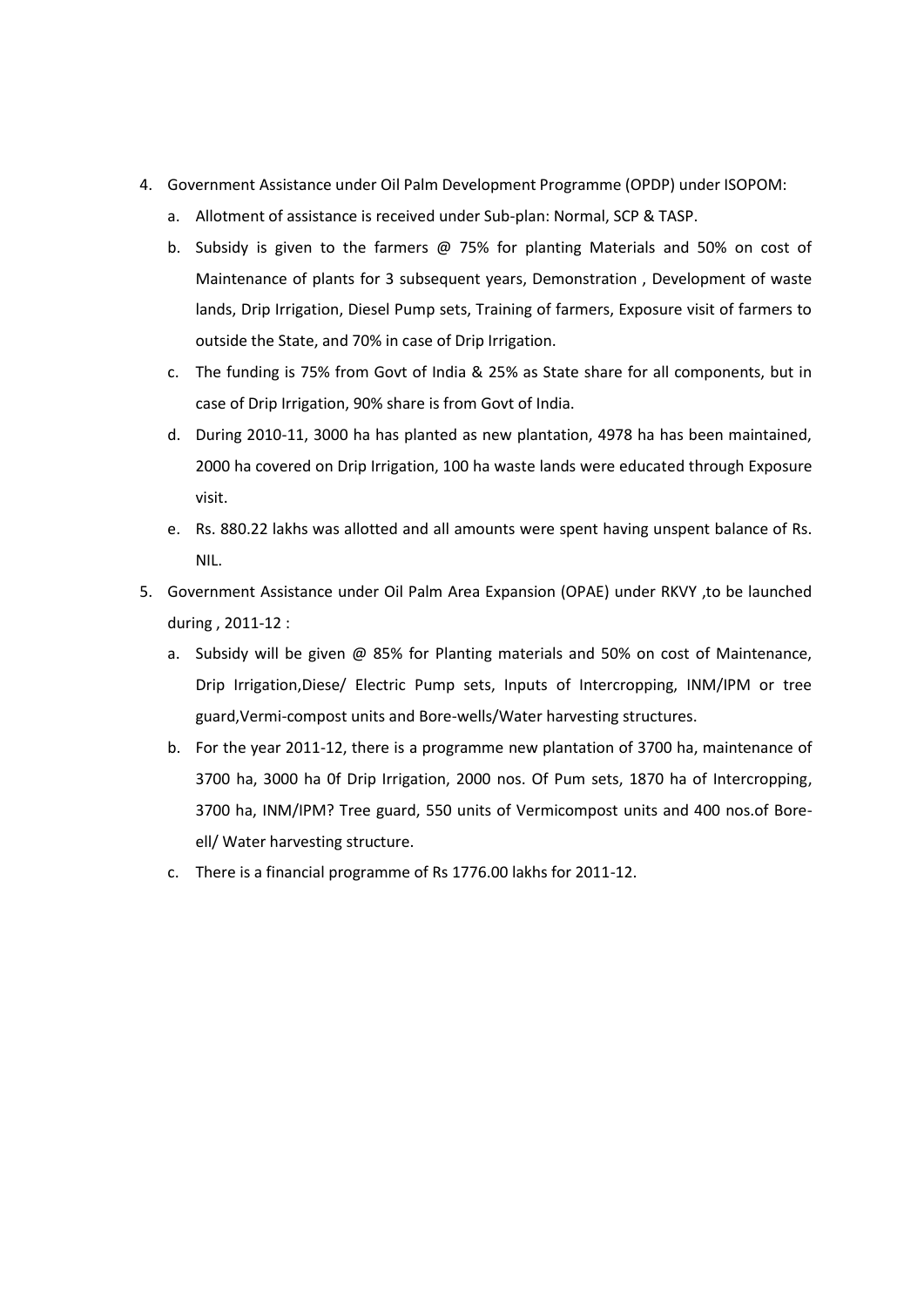4. Government Assistance under Oil Palm Development Programme (OPDP) under ISOPOM:
   a. Allotment of assistance is received under Sub-plan: Normal, SCP & TASP.
   b. Subsidy is given to the farmers @ 75% for planting Materials and 50% on cost of Maintenance of plants for 3 subsequent years, Demonstration , Development of waste lands, Drip Irrigation, Diesel Pump sets, Training of farmers, Exposure visit of farmers to outside the State, and 70% in case of Drip Irrigation.
   c. The funding is 75% from Govt of India & 25% as State share for all components, but in case of Drip Irrigation, 90% share is from Govt of India.
   d. During 2010-11, 3000 ha has planted as new plantation, 4978 ha has been maintained, 2000 ha covered on Drip Irrigation, 100 ha waste lands were educated through Exposure visit.
   e. Rs. 880.22 lakhs was allotted and all amounts were spent having unspent balance of Rs. NIL.
5. Government Assistance under Oil Palm Area Expansion (OPAE) under RKVY ,to be launched during , 2011-12 :
   a. Subsidy will be given @ 85% for Planting materials and 50% on cost of Maintenance, Drip Irrigation,Diese/ Electric Pump sets, Inputs of Intercropping, INM/IPM or tree guard,Vermi-compost units and Bore-wells/Water harvesting structures.
   b. For the year 2011-12, there is a programme new plantation of 3700 ha, maintenance of 3700 ha, 3000 ha 0f Drip Irrigation, 2000 nos. Of Pum sets, 1870 ha of Intercropping, 3700 ha, INM/IPM? Tree guard, 550 units of Vermicompost units and 400 nos.of Bore-ell/ Water harvesting structure.
   c. There is a financial programme of Rs 1776.00 lakhs for 2011-12.